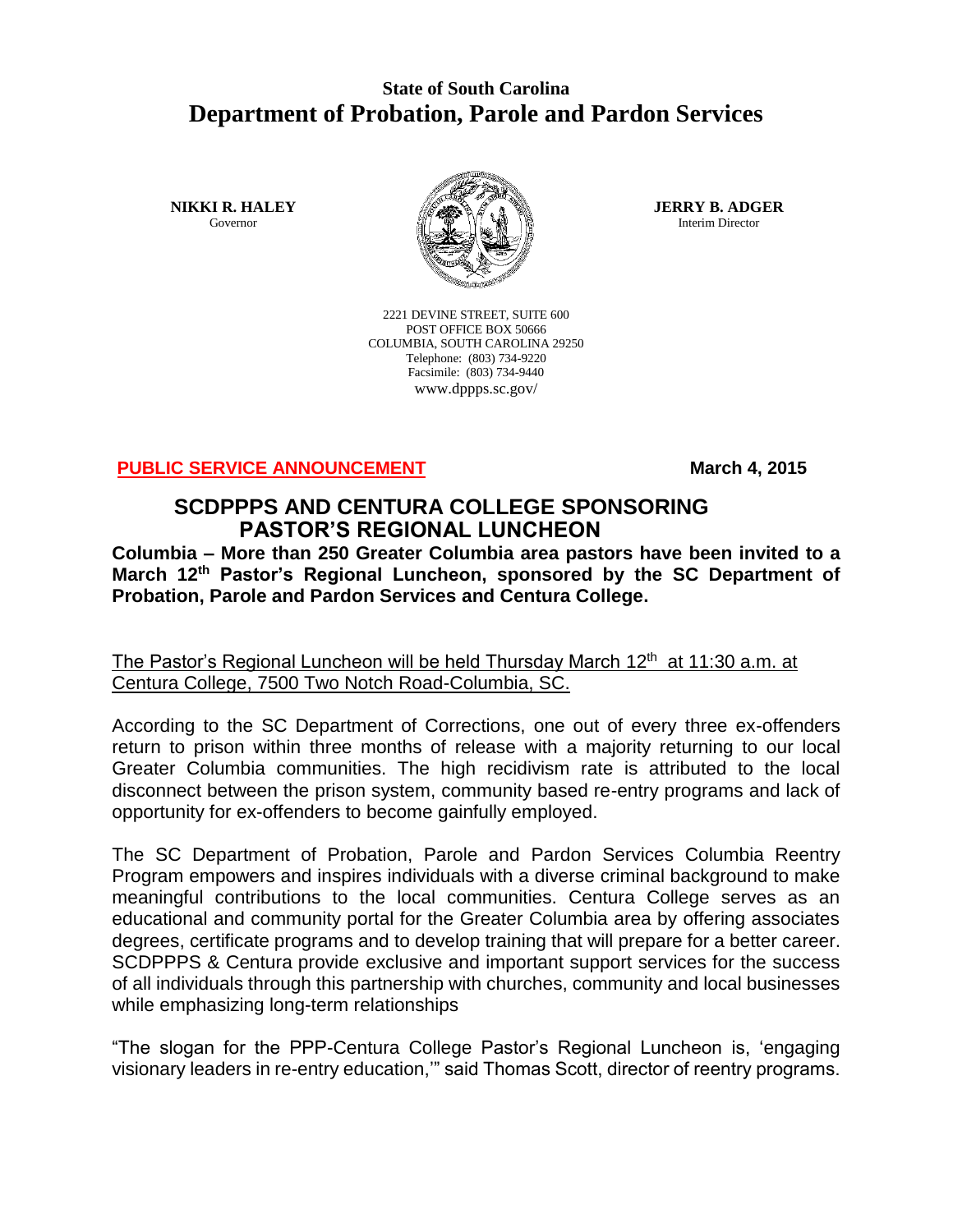**State of South Carolina**

# Department of Probation, Parole and Pardon Services

**NIKKI R. HALEY**
Governor

**JERRY B. ADGER**
Interim Director

2221 DEVINE STREET, SUITE 600
POST OFFICE BOX 50666
COLUMBIA, SOUTH CAROLINA 29250
Telephone: (803) 734-9220
Facsimile: (803) 734-9440
www.dppps.sc.gov/

**PUBLIC SERVICE ANNOUNCEMENT** **March 4, 2015**

## SCDPPPS AND CENTURA COLLEGE SPONSORING PASTOR'S REGIONAL LUNCHEON

**Columbia – More than 250 Greater Columbia area pastors have been invited to a March 12th Pastor's Regional Luncheon, sponsored by the SC Department of Probation, Parole and Pardon Services and Centura College.**

The Pastor's Regional Luncheon will be held Thursday March 12th at 11:30 a.m. at Centura College, 7500 Two Notch Road-Columbia, SC.

According to the SC Department of Corrections, one out of every three ex-offenders return to prison within three months of release with a majority returning to our local Greater Columbia communities. The high recidivism rate is attributed to the local disconnect between the prison system, community based re-entry programs and lack of opportunity for ex-offenders to become gainfully employed.

The SC Department of Probation, Parole and Pardon Services Columbia Reentry Program empowers and inspires individuals with a diverse criminal background to make meaningful contributions to the local communities. Centura College serves as an educational and community portal for the Greater Columbia area by offering associates degrees, certificate programs and to develop training that will prepare for a better career. SCDPPPS & Centura provide exclusive and important support services for the success of all individuals through this partnership with churches, community and local businesses while emphasizing long-term relationships

"The slogan for the PPP-Centura College Pastor's Regional Luncheon is, 'engaging visionary leaders in re-entry education,'" said Thomas Scott, director of reentry programs.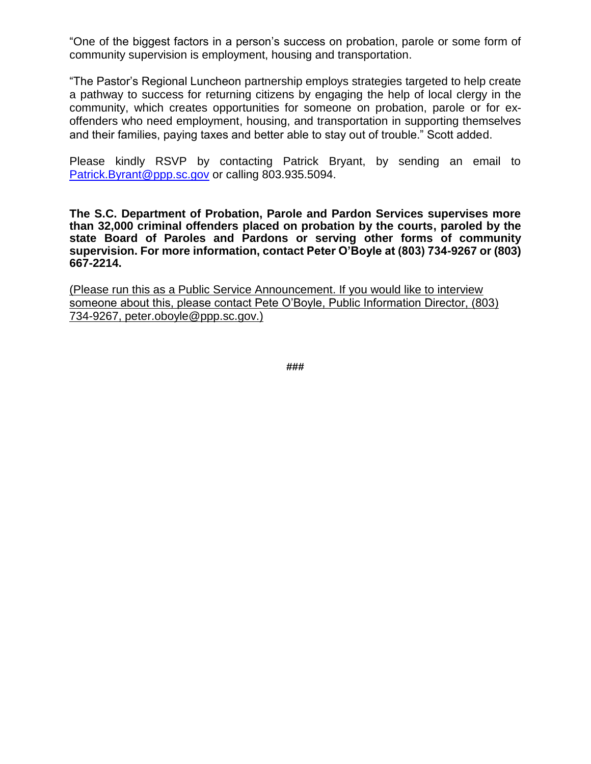"One of the biggest factors in a person's success on probation, parole or some form of community supervision is employment, housing and transportation.

"The Pastor's Regional Luncheon partnership employs strategies targeted to help create a pathway to success for returning citizens by engaging the help of local clergy in the community, which creates opportunities for someone on probation, parole or for ex-offenders who need employment, housing, and transportation in supporting themselves and their families, paying taxes and better able to stay out of trouble." Scott added.

Please kindly RSVP by contacting Patrick Bryant, by sending an email to Patrick.Byrant@ppp.sc.gov or calling 803.935.5094.

**The S.C. Department of Probation, Parole and Pardon Services supervises more than 32,000 criminal offenders placed on probation by the courts, paroled by the state Board of Paroles and Pardons or serving other forms of community supervision. For more information, contact Peter O'Boyle at (803) 734-9267 or (803) 667-2214.**

(Please run this as a Public Service Announcement. If you would like to interview someone about this, please contact Pete O'Boyle, Public Information Director, (803) 734-9267, peter.oboyle@ppp.sc.gov.)

###